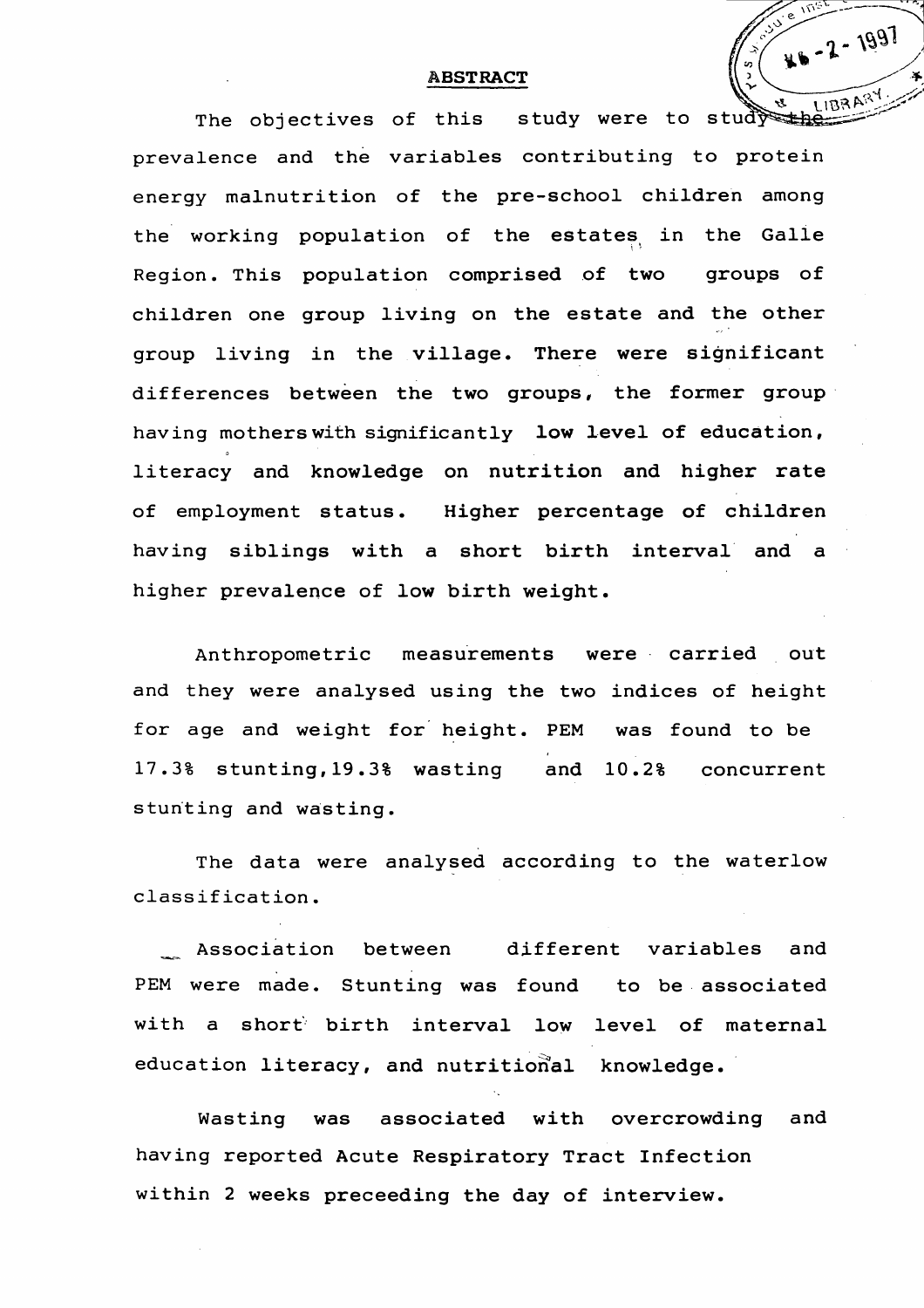## ABSTRACT

The objectives of this study were to study the prevalence and the variables contributing to protein energy malnutrition of the pre-school children among the working population of the estates in the Galle Region. This population comprised of two groups of children one group living on the estate and the other group living in the village. There were significant differences between the two groups, the former group having mothers with significantly low level of education, literacy and knowledge on nutrition and higher rate of employment status. Higher percentage of children having siblings with a short birth interval and a higher prevalence of low birth weight.

Anthropometric measurements were carried out and they were analysed using the two indices of height for age and weight for height. PEM was found to be 17.3% stunting, 19.3% wasting and 10.2% concurrent stunting and wasting.

The data were analysed according to the waterlow classification.

Association between different variables and PEM were made. Stunting was found to be associated with a short birth interval low level of maternal education literacy, and nutritional knowledge.

Wasting was associated with overcrowding and having reported Acute Respiratory Tract Infection within 2 weeks preceeding the day of interview.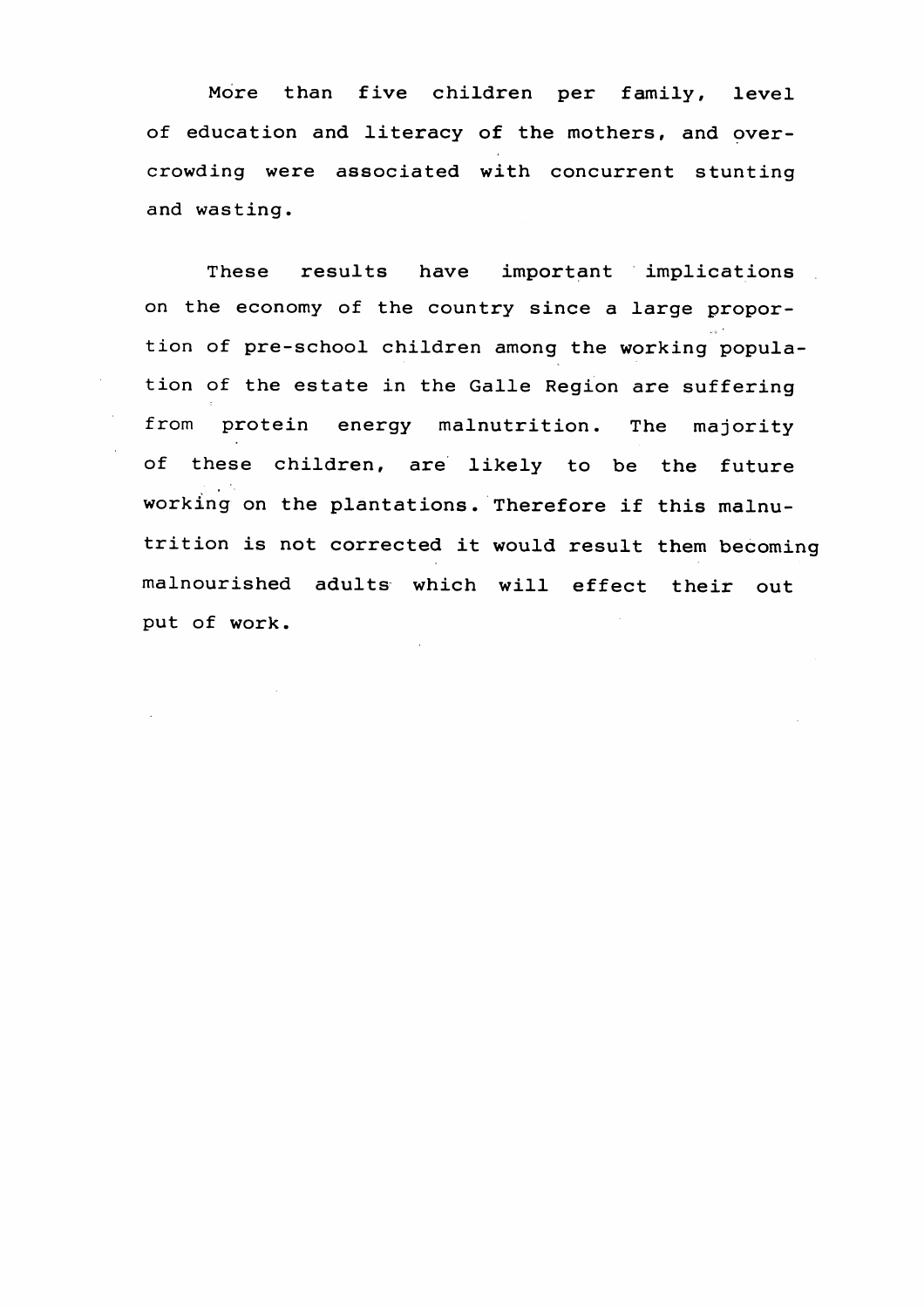More than five children per family, level of education and literacy of the mothers, and overcrowding were associated with concurrent stunting and wasting.

These results have important implications on the economy of the country since a large proportion of pre-school children among the working population of the estate in the Galle Region are suffering from protein energy malnutrition. The majority of these children, are likely to be the future working on the plantations. Therefore if this malnutrition is not corrected it would result them becoming malnourished adults which will effect their out put of work.